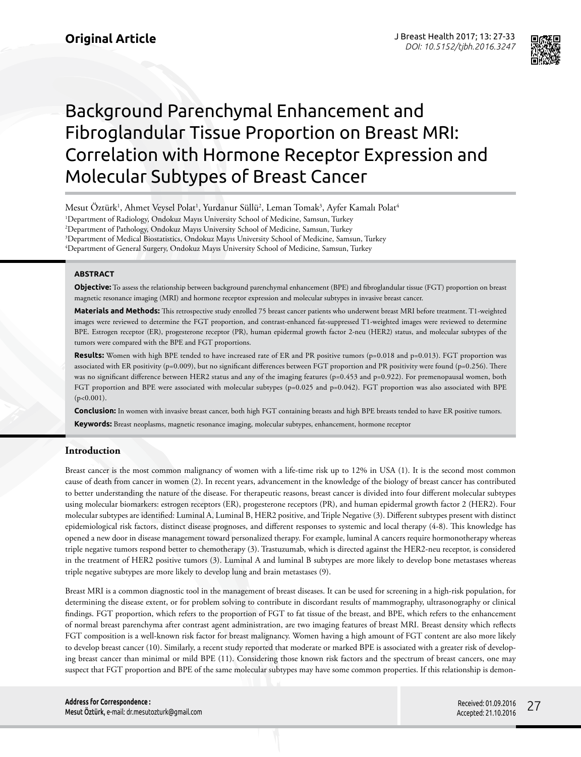Original Article

# Background Parenchymal Enhancement and Fibroglandular Tissue Proportion on Breast MRI: Correlation with Hormone Receptor Expression and Molecular Subtypes of Breast Cancer

Mesut Öztürk[1], Ahmet Veysel Polat[1], Yurdanur Süllü[2], Leman Tomak[3], Ayfer Kamalı Polat[4]

[1]Department of Radiology, Ondokuz Mayıs University School of Medicine, Samsun, Turkey
[2]Department of Pathology, Ondokuz Mayıs University School of Medicine, Samsun, Turkey
[3]Department of Medical Biostatistics, Ondokuz Mayıs University School of Medicine, Samsun, Turkey
[4]Department of General Surgery, Ondokuz Mayıs University School of Medicine, Samsun, Turkey

## ABSTRACT

**Objective:** To assess the relationship between background parenchymal enhancement (BPE) and fibroglandular tissue (FGT) proportion on breast magnetic resonance imaging (MRI) and hormone receptor expression and molecular subtypes in invasive breast cancer.

**Materials and Methods:** This retrospective study enrolled 75 breast cancer patients who underwent breast MRI before treatment. T1-weighted images were reviewed to determine the FGT proportion, and contrast-enhanced fat-suppressed T1-weighted images were reviewed to determine BPE. Estrogen receptor (ER), progesterone receptor (PR), human epidermal growth factor 2-neu (HER2) status, and molecular subtypes of the tumors were compared with the BPE and FGT proportions.

**Results:** Women with high BPE tended to have increased rate of ER and PR positive tumors ($p=0.018$ and $p=0.013$). FGT proportion was associated with ER positivity ($p=0.009$), but no significant differences between FGT proportion and PR positivity were found ($p=0.256$). There was no significant difference between HER2 status and any of the imaging features ($p=0.453$ and $p=0.922$). For premenopausal women, both FGT proportion and BPE were associated with molecular subtypes ($p=0.025$ and $p=0.042$). FGT proportion was also associated with BPE ($p<0.001$).

**Conclusion:** In women with invasive breast cancer, both high FGT containing breasts and high BPE breasts tended to have ER positive tumors.

**Keywords:** Breast neoplasms, magnetic resonance imaging, molecular subtypes, enhancement, hormone receptor

## Introduction

Breast cancer is the most common malignancy of women with a life-time risk up to 12% in USA (1). It is the second most common cause of death from cancer in women (2). In recent years, advancement in the knowledge of the biology of breast cancer has contributed to better understanding the nature of the disease. For therapeutic reasons, breast cancer is divided into four different molecular subtypes using molecular biomarkers: estrogen receptors (ER), progesterone receptors (PR), and human epidermal growth factor 2 (HER2). Four molecular subtypes are identified: Luminal A, Luminal B, HER2 positive, and Triple Negative (3). Different subtypes present with distinct epidemiological risk factors, distinct disease prognoses, and different responses to systemic and local therapy (4-8). This knowledge has opened a new door in disease management toward personalized therapy. For example, luminal A cancers require hormonotherapy whereas triple negative tumors respond better to chemotherapy (3). Trastuzumab, which is directed against the HER2-neu receptor, is considered in the treatment of HER2 positive tumors (3). Luminal A and luminal B subtypes are more likely to develop bone metastases whereas triple negative subtypes are more likely to develop lung and brain metastases (9).

Breast MRI is a common diagnostic tool in the management of breast diseases. It can be used for screening in a high-risk population, for determining the disease extent, or for problem solving to contribute in discordant results of mammography, ultrasonography or clinical findings. FGT proportion, which refers to the proportion of FGT to fat tissue of the breast, and BPE, which refers to the enhancement of normal breast parenchyma after contrast agent administration, are two imaging features of breast MRI. Breast density which reflects FGT composition is a well-known risk factor for breast malignancy. Women having a high amount of FGT content are also more likely to develop breast cancer (10). Similarly, a recent study reported that moderate or marked BPE is associated with a greater risk of developing breast cancer than minimal or mild BPE (11). Considering those known risk factors and the spectrum of breast cancers, one may suspect that FGT proportion and BPE of the same molecular subtypes may have some common properties. If this relationship is demon-

**Address for Correspondence :**
Mesut Öztürk, e-mail: dr.mesutozturk@gmail.com

Received: 01.09.2016
Accepted: 21.10.2016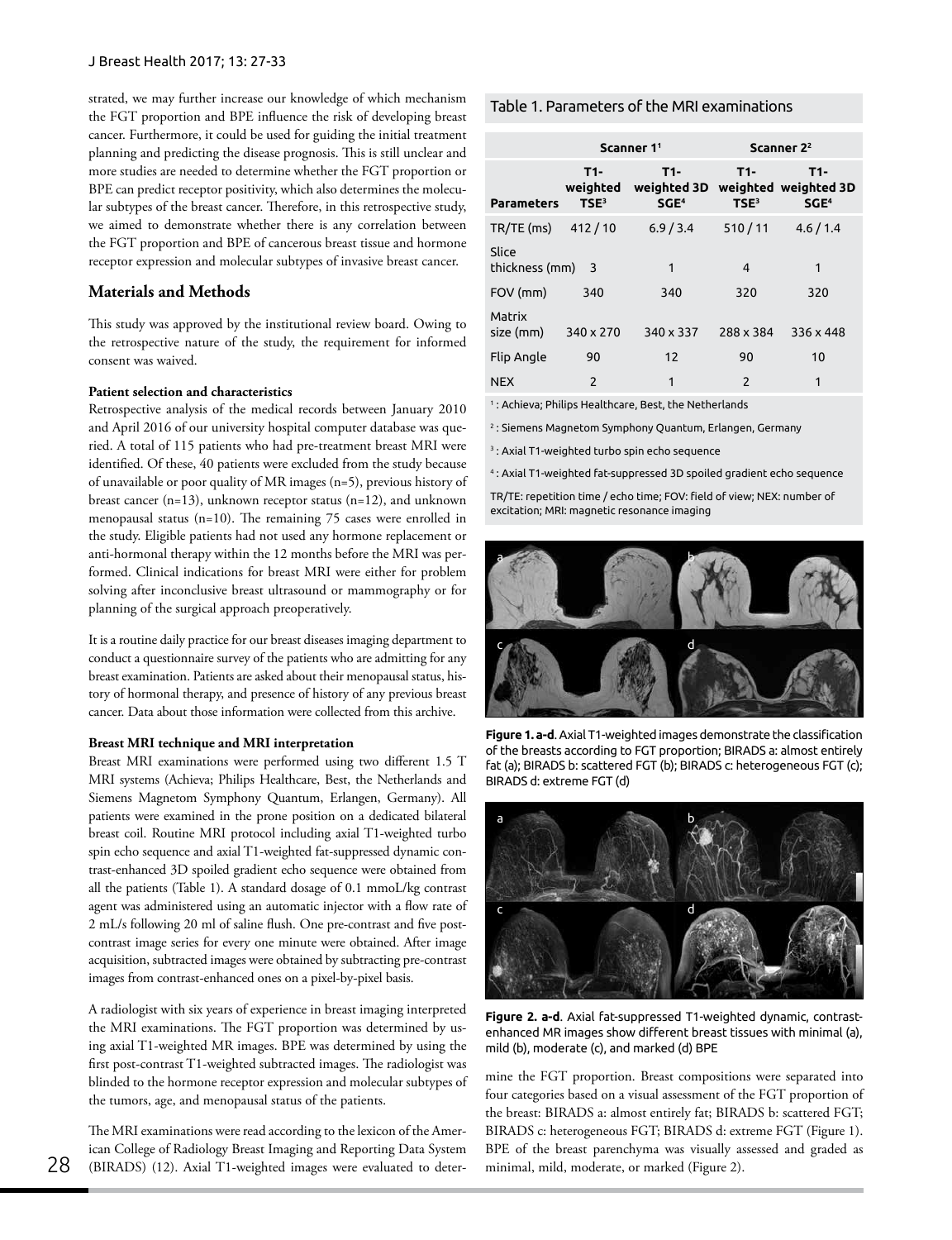strated, we may further increase our knowledge of which mechanism the FGT proportion and BPE influence the risk of developing breast cancer. Furthermore, it could be used for guiding the initial treatment planning and predicting the disease prognosis. This is still unclear and more studies are needed to determine whether the FGT proportion or BPE can predict receptor positivity, which also determines the molecular subtypes of the breast cancer. Therefore, in this retrospective study, we aimed to demonstrate whether there is any correlation between the FGT proportion and BPE of cancerous breast tissue and hormone receptor expression and molecular subtypes of invasive breast cancer.

## Materials and Methods

This study was approved by the institutional review board. Owing to the retrospective nature of the study, the requirement for informed consent was waived.

### Patient selection and characteristics

Retrospective analysis of the medical records between January 2010 and April 2016 of our university hospital computer database was queried. A total of 115 patients who had pre-treatment breast MRI were identified. Of these, 40 patients were excluded from the study because of unavailable or poor quality of MR images (n=5), previous history of breast cancer (n=13), unknown receptor status (n=12), and unknown menopausal status (n=10). The remaining 75 cases were enrolled in the study. Eligible patients had not used any hormone replacement or anti-hormonal therapy within the 12 months before the MRI was performed. Clinical indications for breast MRI were either for problem solving after inconclusive breast ultrasound or mammography or for planning of the surgical approach preoperatively.

It is a routine daily practice for our breast diseases imaging department to conduct a questionnaire survey of the patients who are admitting for any breast examination. Patients are asked about their menopausal status, history of hormonal therapy, and presence of history of any previous breast cancer. Data about those information were collected from this archive.

### Breast MRI technique and MRI interpretation

Breast MRI examinations were performed using two different 1.5 T MRI systems (Achieva; Philips Healthcare, Best, the Netherlands and Siemens Magnetom Symphony Quantum, Erlangen, Germany). All patients were examined in the prone position on a dedicated bilateral breast coil. Routine MRI protocol including axial T1-weighted turbo spin echo sequence and axial T1-weighted fat-suppressed dynamic contrast-enhanced 3D spoiled gradient echo sequence were obtained from all the patients (Table 1). A standard dosage of 0.1 mmoL/kg contrast agent was administered using an automatic injector with a flow rate of 2 mL/s following 20 ml of saline flush. One pre-contrast and five post-contrast image series for every one minute were obtained. After image acquisition, subtracted images were obtained by subtracting pre-contrast images from contrast-enhanced ones on a pixel-by-pixel basis.

A radiologist with six years of experience in breast imaging interpreted the MRI examinations. The FGT proportion was determined by using axial T1-weighted MR images. BPE was determined by using the first post-contrast T1-weighted subtracted images. The radiologist was blinded to the hormone receptor expression and molecular subtypes of the tumors, age, and menopausal status of the patients.

The MRI examinations were read according to the lexicon of the American College of Radiology Breast Imaging and Reporting Data System (BIRADS) (12). Axial T1-weighted images were evaluated to determine the FGT proportion. Breast compositions were separated into four categories based on a visual assessment of the FGT proportion of the breast: BIRADS a: almost entirely fat; BIRADS b: scattered FGT; BIRADS c: heterogeneous FGT; BIRADS d: extreme FGT (Figure 1). BPE of the breast parenchyma was visually assessed and graded as minimal, mild, moderate, or marked (Figure 2).

Table 1. Parameters of the MRI examinations

| | Scanner 1[1] | | Scanner 2[2] | |
|---|---|---|---|---|
| Parameters | T1-weighted TSE[3] | T1-weighted 3D SGE[4] | T1-weighted TSE[3] | T1-weighted 3D SGE[4] |
| TR/TE (ms) | 412 / 10 | 6.9 / 3.4 | 510 / 11 | 4.6 / 1.4 |
| Slice thickness (mm) | 3 | 1 | 4 | 1 |
| FOV (mm) | 340 | 340 | 320 | 320 |
| Matrix size (mm) | 340 x 270 | 340 x 337 | 288 x 384 | 336 x 448 |
| Flip Angle | 90 | 12 | 90 | 10 |
| NEX | 2 | 1 | 2 | 1 |

[1] : Achieva; Philips Healthcare, Best, the Netherlands

[2] : Siemens Magnetom Symphony Quantum, Erlangen, Germany

[3] : Axial T1-weighted turbo spin echo sequence

[4] : Axial T1-weighted fat-suppressed 3D spoiled gradient echo sequence

TR/TE: repetition time / echo time; FOV: field of view; NEX: number of excitation; MRI: magnetic resonance imaging

**Figure 1. a-d**. Axial T1-weighted images demonstrate the classification of the breasts according to FGT proportion; BIRADS a: almost entirely fat (a); BIRADS b: scattered FGT (b); BIRADS c: heterogeneous FGT (c); BIRADS d: extreme FGT (d)

**Figure 2. a-d**. Axial fat-suppressed T1-weighted dynamic, contrast-enhanced MR images show different breast tissues with minimal (a), mild (b), moderate (c), and marked (d) BPE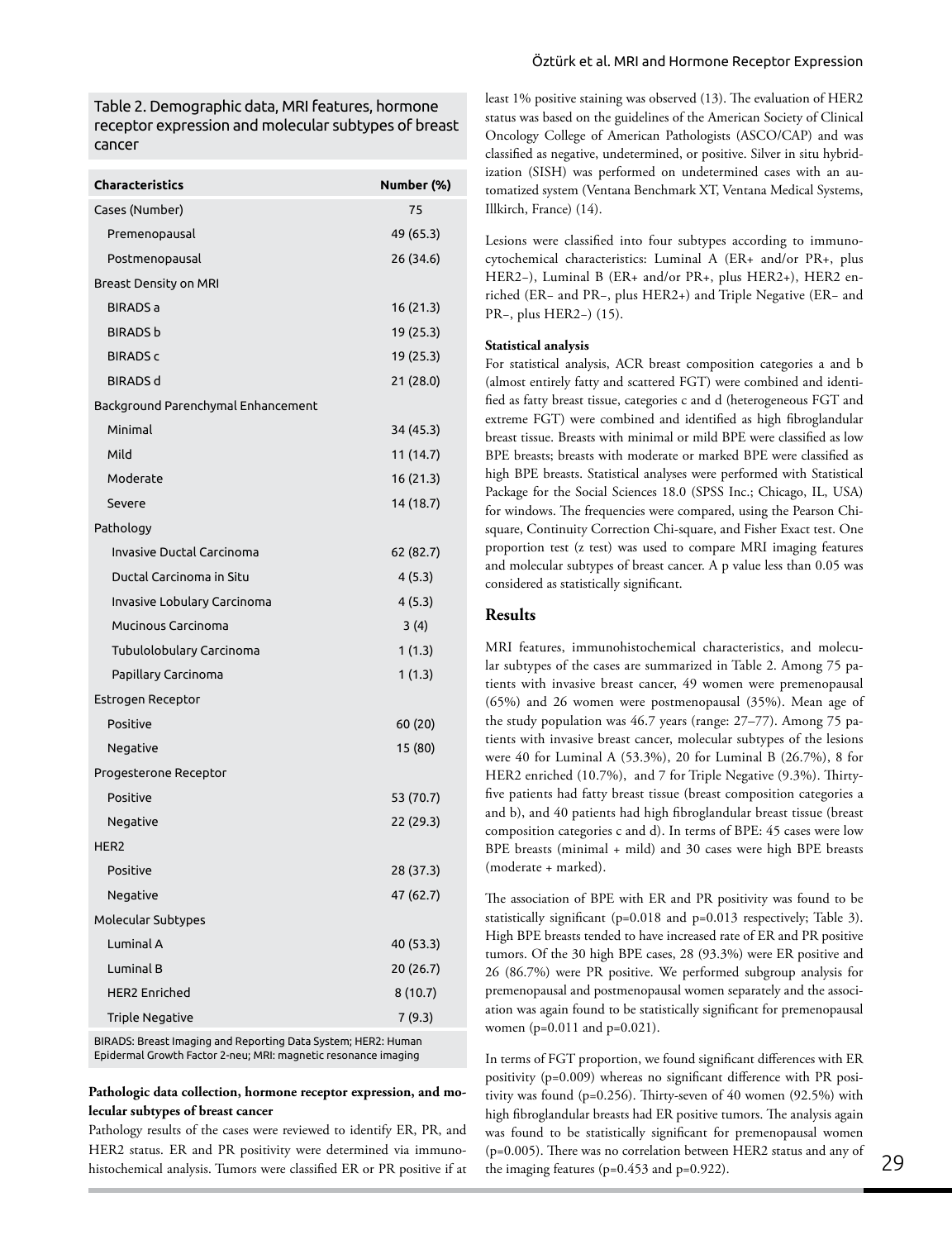Table 2. Demographic data, MRI features, hormone receptor expression and molecular subtypes of breast cancer

| Characteristics | Number (%) |
|---|---|
| Cases (Number) | 75 |
| Premenopausal | 49 (65.3) |
| Postmenopausal | 26 (34.6) |
| Breast Density on MRI | |
| BIRADS a | 16 (21.3) |
| BIRADS b | 19 (25.3) |
| BIRADS c | 19 (25.3) |
| BIRADS d | 21 (28.0) |
| Background Parenchymal Enhancement | |
| Minimal | 34 (45.3) |
| Mild | 11 (14.7) |
| Moderate | 16 (21.3) |
| Severe | 14 (18.7) |
| Pathology | |
| Invasive Ductal Carcinoma | 62 (82.7) |
| Ductal Carcinoma in Situ | 4 (5.3) |
| Invasive Lobulary Carcinoma | 4 (5.3) |
| Mucinous Carcinoma | 3 (4) |
| Tubulolobulary Carcinoma | 1 (1.3) |
| Papillary Carcinoma | 1 (1.3) |
| Estrogen Receptor | |
| Positive | 60 (20) |
| Negative | 15 (80) |
| Progesterone Receptor | |
| Positive | 53 (70.7) |
| Negative | 22 (29.3) |
| HER2 | |
| Positive | 28 (37.3) |
| Negative | 47 (62.7) |
| Molecular Subtypes | |
| Luminal A | 40 (53.3) |
| Luminal B | 20 (26.7) |
| HER2 Enriched | 8 (10.7) |
| Triple Negative | 7 (9.3) |

BIRADS: Breast Imaging and Reporting Data System; HER2: Human Epidermal Growth Factor 2-neu; MRI: magnetic resonance imaging

**Pathologic data collection, hormone receptor expression, and molecular subtypes of breast cancer**

Pathology results of the cases were reviewed to identify ER, PR, and HER2 status. ER and PR positivity were determined via immunohistochemical analysis. Tumors were classified ER or PR positive if at least 1% positive staining was observed (13). The evaluation of HER2 status was based on the guidelines of the American Society of Clinical Oncology College of American Pathologists (ASCO/CAP) and was classified as negative, undetermined, or positive. Silver in situ hybridization (SISH) was performed on undetermined cases with an automatized system (Ventana Benchmark XT, Ventana Medical Systems, Illkirch, France) (14).

Lesions were classified into four subtypes according to immunocytochemical characteristics: Luminal A (ER+ and/or PR+, plus HER2–), Luminal B (ER+ and/or PR+, plus HER2+), HER2 enriched (ER– and PR–, plus HER2+) and Triple Negative (ER– and PR–, plus HER2–) (15).

**Statistical analysis**

For statistical analysis, ACR breast composition categories a and b (almost entirely fatty and scattered FGT) were combined and identified as fatty breast tissue, categories c and d (heterogeneous FGT and extreme FGT) were combined and identified as high fibroglandular breast tissue. Breasts with minimal or mild BPE were classified as low BPE breasts; breasts with moderate or marked BPE were classified as high BPE breasts. Statistical analyses were performed with Statistical Package for the Social Sciences 18.0 (SPSS Inc.; Chicago, IL, USA) for windows. The frequencies were compared, using the Pearson Chi-square, Continuity Correction Chi-square, and Fisher Exact test. One proportion test (z test) was used to compare MRI imaging features and molecular subtypes of breast cancer. A p value less than 0.05 was considered as statistically significant.

## Results

MRI features, immunohistochemical characteristics, and molecular subtypes of the cases are summarized in Table 2. Among 75 patients with invasive breast cancer, 49 women were premenopausal (65%) and 26 women were postmenopausal (35%). Mean age of the study population was 46.7 years (range: 27–77). Among 75 patients with invasive breast cancer, molecular subtypes of the lesions were 40 for Luminal A (53.3%), 20 for Luminal B (26.7%), 8 for HER2 enriched (10.7%), and 7 for Triple Negative (9.3%). Thirty-five patients had fatty breast tissue (breast composition categories a and b), and 40 patients had high fibroglandular breast tissue (breast composition categories c and d). In terms of BPE: 45 cases were low BPE breasts (minimal + mild) and 30 cases were high BPE breasts (moderate + marked).

The association of BPE with ER and PR positivity was found to be statistically significant ($p=0.018$ and $p=0.013$ respectively; Table 3). High BPE breasts tended to have increased rate of ER and PR positive tumors. Of the 30 high BPE cases, 28 (93.3%) were ER positive and 26 (86.7%) were PR positive. We performed subgroup analysis for premenopausal and postmenopausal women separately and the association was again found to be statistically significant for premenopausal women ($p=0.011$ and $p=0.021$).

In terms of FGT proportion, we found significant differences with ER positivity ($p=0.009$) whereas no significant difference with PR positivity was found ($p=0.256$). Thirty-seven of 40 women (92.5%) with high fibroglandular breasts had ER positive tumors. The analysis again was found to be statistically significant for premenopausal women ($p=0.005$). There was no correlation between HER2 status and any of the imaging features ($p=0.453$ and $p=0.922$).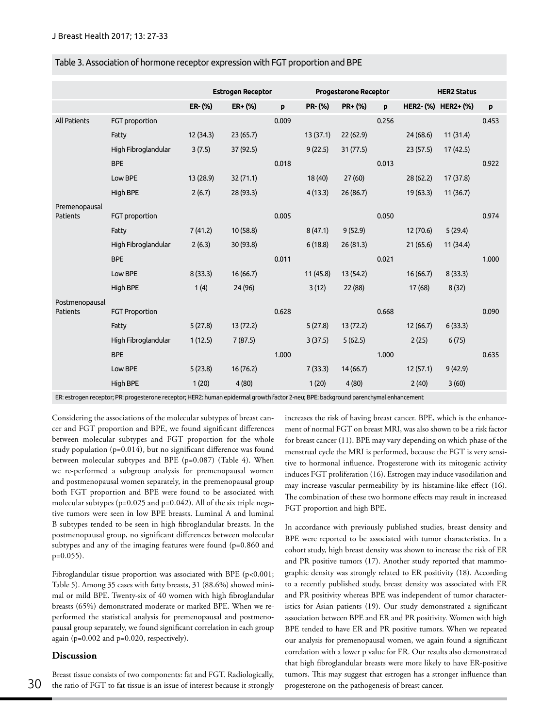Table 3. Association of hormone receptor expression with FGT proportion and BPE

| | | Estrogen Receptor | | | Progesterone Receptor | | | HER2 Status | | |
|---|---|---|---|---|---|---|---|---|---|---|
| | | ER- (%) | ER+ (%) | p | PR- (%) | PR+ (%) | p | HER2- (%) | HER2+ (%) | p |
| All Patients | FGT proportion | | | 0.009 | | | 0.256 | | | 0.453 |
| | Fatty | 12 (34.3) | 23 (65.7) | | 13 (37.1) | 22 (62.9) | | 24 (68.6) | 11 (31.4) | |
| | High Fibroglandular | 3 (7.5) | 37 (92.5) | | 9 (22.5) | 31 (77.5) | | 23 (57.5) | 17 (42.5) | |
| | BPE | | | 0.018 | | | 0.013 | | | 0.922 |
| | Low BPE | 13 (28.9) | 32 (71.1) | | 18 (40) | 27 (60) | | 28 (62.2) | 17 (37.8) | |
| | High BPE | 2 (6.7) | 28 (93.3) | | 4 (13.3) | 26 (86.7) | | 19 (63.3) | 11 (36.7) | |
| Premenopausal Patients | FGT proportion | | | 0.005 | | | 0.050 | | | 0.974 |
| | Fatty | 7 (41.2) | 10 (58.8) | | 8 (47.1) | 9 (52.9) | | 12 (70.6) | 5 (29.4) | |
| | High Fibroglandular | 2 (6.3) | 30 (93.8) | | 6 (18.8) | 26 (81.3) | | 21 (65.6) | 11 (34.4) | |
| | BPE | | | 0.011 | | | 0.021 | | | 1.000 |
| | Low BPE | 8 (33.3) | 16 (66.7) | | 11 (45.8) | 13 (54.2) | | 16 (66.7) | 8 (33.3) | |
| | High BPE | 1 (4) | 24 (96) | | 3 (12) | 22 (88) | | 17 (68) | 8 (32) | |
| Postmenopausal Patients | FGT Proportion | | | 0.628 | | | 0.668 | | | 0.090 |
| | Fatty | 5 (27.8) | 13 (72.2) | | 5 (27.8) | 13 (72.2) | | 12 (66.7) | 6 (33.3) | |
| | High Fibroglandular | 1 (12.5) | 7 (87.5) | | 3 (37.5) | 5 (62.5) | | 2 (25) | 6 (75) | |
| | BPE | | | 1.000 | | | 1.000 | | | 0.635 |
| | Low BPE | 5 (23.8) | 16 (76.2) | | 7 (33.3) | 14 (66.7) | | 12 (57.1) | 9 (42.9) | |
| | High BPE | 1 (20) | 4 (80) | | 1 (20) | 4 (80) | | 2 (40) | 3 (60) | |

ER: estrogen receptor; PR: progesterone receptor; HER2: human epidermal growth factor 2-neu; BPE: background parenchymal enhancement

Considering the associations of the molecular subtypes of breast cancer and FGT proportion and BPE, we found significant differences between molecular subtypes and FGT proportion for the whole study population (p=0.014), but no significant difference was found between molecular subtypes and BPE (p=0.087) (Table 4). When we re-performed a subgroup analysis for premenopausal women and postmenopausal women separately, in the premenopausal group both FGT proportion and BPE were found to be associated with molecular subtypes (p=0.025 and p=0.042). All of the six triple negative tumors were seen in low BPE breasts. Luminal A and luminal B subtypes tended to be seen in high fibroglandular breasts. In the postmenopausal group, no significant differences between molecular subtypes and any of the imaging features were found (p=0.860 and p=0.055).

Fibroglandular tissue proportion was associated with BPE (p<0.001; Table 5). Among 35 cases with fatty breasts, 31 (88.6%) showed minimal or mild BPE. Twenty-six of 40 women with high fibroglandular breasts (65%) demonstrated moderate or marked BPE. When we reperformed the statistical analysis for premenopausal and postmenopausal group separately, we found significant correlation in each group again (p=0.002 and p=0.020, respectively).

## Discussion

Breast tissue consists of two components: fat and FGT. Radiologically, the ratio of FGT to fat tissue is an issue of interest because it strongly increases the risk of having breast cancer. BPE, which is the enhancement of normal FGT on breast MRI, was also shown to be a risk factor for breast cancer (11). BPE may vary depending on which phase of the menstrual cycle the MRI is performed, because the FGT is very sensitive to hormonal influence. Progesterone with its mitogenic activity induces FGT proliferation (16). Estrogen may induce vasodilation and may increase vascular permeability by its histamine-like effect (16). The combination of these two hormone effects may result in increased FGT proportion and high BPE.

In accordance with previously published studies, breast density and BPE were reported to be associated with tumor characteristics. In a cohort study, high breast density was shown to increase the risk of ER and PR positive tumors (17). Another study reported that mammographic density was strongly related to ER positivity (18). According to a recently published study, breast density was associated with ER and PR positivity whereas BPE was independent of tumor characteristics for Asian patients (19). Our study demonstrated a significant association between BPE and ER and PR positivity. Women with high BPE tended to have ER and PR positive tumors. When we repeated our analysis for premenopausal women, we again found a significant correlation with a lower p value for ER. Our results also demonstrated that high fibroglandular breasts were more likely to have ER-positive tumors. This may suggest that estrogen has a stronger influence than progesterone on the pathogenesis of breast cancer.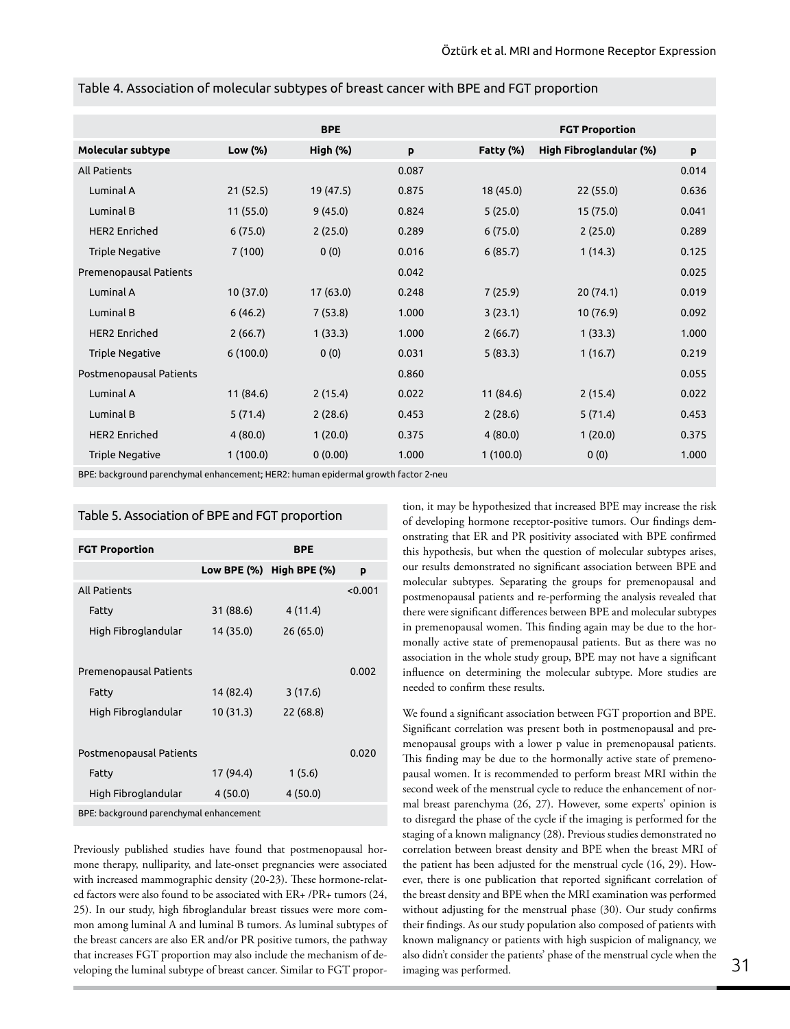Table 4. Association of molecular subtypes of breast cancer with BPE and FGT proportion

| | BPE | | | FGT Proportion | | |
|---|---|---|---|---|---|---|
| **Molecular subtype** | **Low (%)** | **High (%)** | **p** | **Fatty (%)** | **High Fibroglandular (%)** | **p** |
| All Patients | | | 0.087 | | | 0.014 |
| Luminal A | 21 (52.5) | 19 (47.5) | 0.875 | 18 (45.0) | 22 (55.0) | 0.636 |
| Luminal B | 11 (55.0) | 9 (45.0) | 0.824 | 5 (25.0) | 15 (75.0) | 0.041 |
| HER2 Enriched | 6 (75.0) | 2 (25.0) | 0.289 | 6 (75.0) | 2 (25.0) | 0.289 |
| Triple Negative | 7 (100) | 0 (0) | 0.016 | 6 (85.7) | 1 (14.3) | 0.125 |
| Premenopausal Patients | | | 0.042 | | | 0.025 |
| Luminal A | 10 (37.0) | 17 (63.0) | 0.248 | 7 (25.9) | 20 (74.1) | 0.019 |
| Luminal B | 6 (46.2) | 7 (53.8) | 1.000 | 3 (23.1) | 10 (76.9) | 0.092 |
| HER2 Enriched | 2 (66.7) | 1 (33.3) | 1.000 | 2 (66.7) | 1 (33.3) | 1.000 |
| Triple Negative | 6 (100.0) | 0 (0) | 0.031 | 5 (83.3) | 1 (16.7) | 0.219 |
| Postmenopausal Patients | | | 0.860 | | | 0.055 |
| Luminal A | 11 (84.6) | 2 (15.4) | 0.022 | 11 (84.6) | 2 (15.4) | 0.022 |
| Luminal B | 5 (71.4) | 2 (28.6) | 0.453 | 2 (28.6) | 5 (71.4) | 0.453 |
| HER2 Enriched | 4 (80.0) | 1 (20.0) | 0.375 | 4 (80.0) | 1 (20.0) | 0.375 |
| Triple Negative | 1 (100.0) | 0 (0.00) | 1.000 | 1 (100.0) | 0 (0) | 1.000 |

BPE: background parenchymal enhancement; HER2: human epidermal growth factor 2-neu

Table 5. Association of BPE and FGT proportion

| FGT Proportion | BPE | | |
|---|---|---|---|
| | **Low BPE (%)** | **High BPE (%)** | **p** |
| All Patients | | | <0.001 |
| Fatty | 31 (88.6) | 4 (11.4) | |
| High Fibroglandular | 14 (35.0) | 26 (65.0) | |
| Premenopausal Patients | | | 0.002 |
| Fatty | 14 (82.4) | 3 (17.6) | |
| High Fibroglandular | 10 (31.3) | 22 (68.8) | |
| Postmenopausal Patients | | | 0.020 |
| Fatty | 17 (94.4) | 1 (5.6) | |
| High Fibroglandular | 4 (50.0) | 4 (50.0) | |

BPE: background parenchymal enhancement

Previously published studies have found that postmenopausal hormone therapy, nulliparity, and late-onset pregnancies were associated with increased mammographic density (20-23). These hormone-related factors were also found to be associated with ER+ /PR+ tumors (24, 25). In our study, high fibroglandular breast tissues were more common among luminal A and luminal B tumors. As luminal subtypes of the breast cancers are also ER and/or PR positive tumors, the pathway that increases FGT proportion may also include the mechanism of developing the luminal subtype of breast cancer. Similar to FGT proportion, it may be hypothesized that increased BPE may increase the risk of developing hormone receptor-positive tumors. Our findings demonstrating that ER and PR positivity associated with BPE confirmed this hypothesis, but when the question of molecular subtypes arises, our results demonstrated no significant association between BPE and molecular subtypes. Separating the groups for premenopausal and postmenopausal patients and re-performing the analysis revealed that there were significant differences between BPE and molecular subtypes in premenopausal women. This finding again may be due to the hormonally active state of premenopausal patients. But as there was no association in the whole study group, BPE may not have a significant influence on determining the molecular subtype. More studies are needed to confirm these results.

We found a significant association between FGT proportion and BPE. Significant correlation was present both in postmenopausal and premenopausal groups with a lower p value in premenopausal patients. This finding may be due to the hormonally active state of premenopausal women. It is recommended to perform breast MRI within the second week of the menstrual cycle to reduce the enhancement of normal breast parenchyma (26, 27). However, some experts' opinion is to disregard the phase of the cycle if the imaging is performed for the staging of a known malignancy (28). Previous studies demonstrated no correlation between breast density and BPE when the breast MRI of the patient has been adjusted for the menstrual cycle (16, 29). However, there is one publication that reported significant correlation of the breast density and BPE when the MRI examination was performed without adjusting for the menstrual phase (30). Our study confirms their findings. As our study population also composed of patients with known malignancy or patients with high suspicion of malignancy, we also didn't consider the patients' phase of the menstrual cycle when the imaging was performed.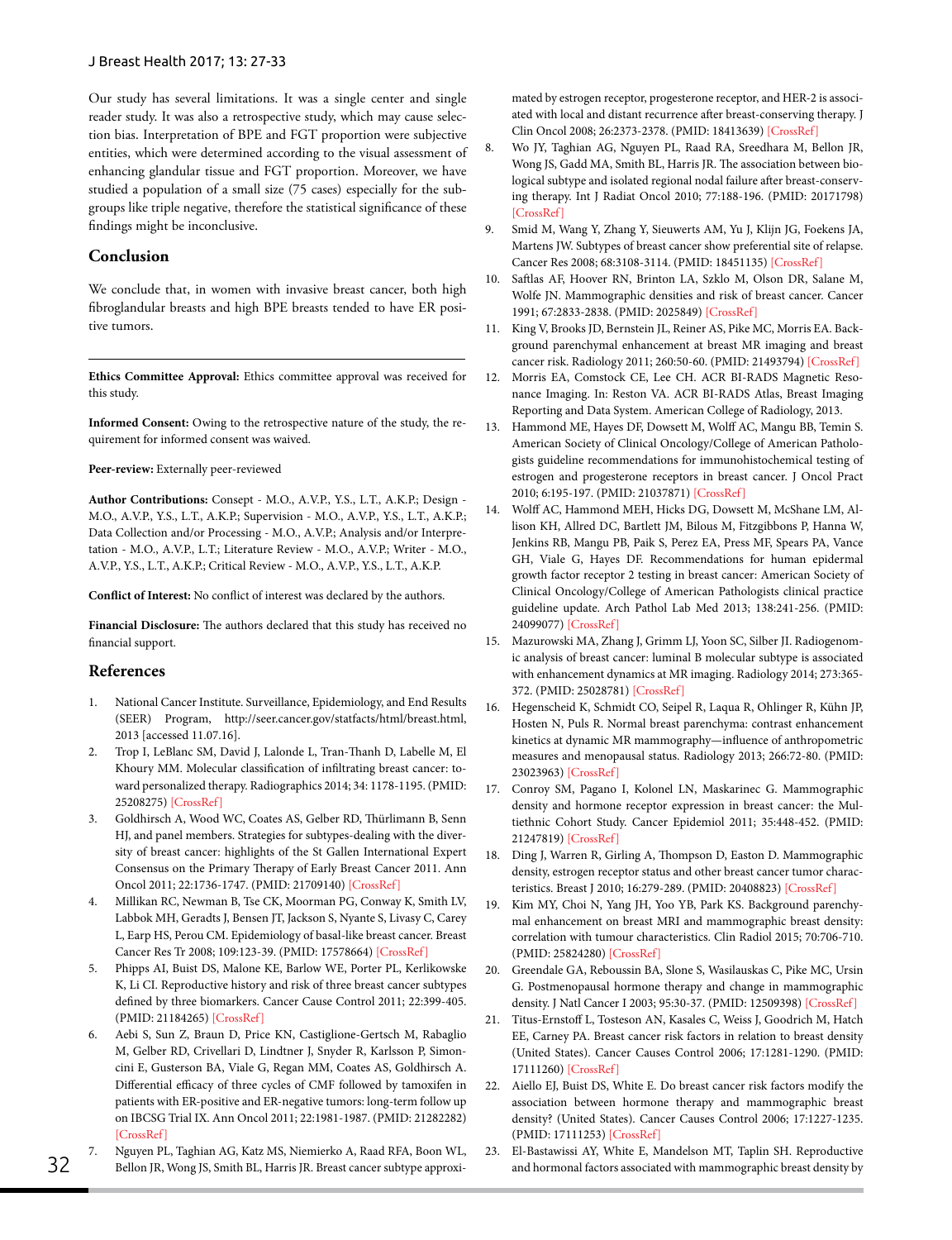Our study has several limitations. It was a single center and single reader study. It was also a retrospective study, which may cause selection bias. Interpretation of BPE and FGT proportion were subjective entities, which were determined according to the visual assessment of enhancing glandular tissue and FGT proportion. Moreover, we have studied a population of a small size (75 cases) especially for the subgroups like triple negative, therefore the statistical significance of these findings might be inconclusive.

## Conclusion

We conclude that, in women with invasive breast cancer, both high fibroglandular breasts and high BPE breasts tended to have ER positive tumors.

---

**Ethics Committee Approval:** Ethics committee approval was received for this study.

**Informed Consent:** Owing to the retrospective nature of the study, the requirement for informed consent was waived.

**Peer-review:** Externally peer-reviewed

**Author Contributions:** Consept - M.O., A.V.P., Y.S., L.T., A.K.P.; Design - M.O., A.V.P., Y.S., L.T., A.K.P.; Supervision - M.O., A.V.P., Y.S., L.T., A.K.P.; Data Collection and/or Processing - M.O., A.V.P.; Analysis and/or Interpretation - M.O., A.V.P., L.T.; Literature Review - M.O., A.V.P.; Writer - M.O., A.V.P., Y.S., L.T., A.K.P.; Critical Review - M.O., A.V.P., Y.S., L.T., A.K.P.

**Conflict of Interest:** No conflict of interest was declared by the authors.

**Financial Disclosure:** The authors declared that this study has received no financial support.

## References

1. National Cancer Institute. Surveillance, Epidemiology, and End Results (SEER) Program, http://seer.cancer.gov/statfacts/html/breast.html, 2013 [accessed 11.07.16].
2. Trop I, LeBlanc SM, David J, Lalonde L, Tran-Thanh D, Labelle M, El Khoury MM. Molecular classification of infiltrating breast cancer: toward personalized therapy. Radiographics 2014; 34: 1178-1195. (PMID: 25208275) [CrossRef]
3. Goldhirsch A, Wood WC, Coates AS, Gelber RD, Thürlimann B, Senn HJ, and panel members. Strategies for subtypes-dealing with the diversity of breast cancer: highlights of the St Gallen International Expert Consensus on the Primary Therapy of Early Breast Cancer 2011. Ann Oncol 2011; 22:1736-1747. (PMID: 21709140) [CrossRef]
4. Millikan RC, Newman B, Tse CK, Moorman PG, Conway K, Smith LV, Labbok MH, Geradts J, Bensen JT, Jackson S, Nyante S, Livasy C, Carey L, Earp HS, Perou CM. Epidemiology of basal-like breast cancer. Breast Cancer Res Tr 2008; 109:123-39. (PMID: 17578664) [CrossRef]
5. Phipps AI, Buist DS, Malone KE, Barlow WE, Porter PL, Kerlikowske K, Li CI. Reproductive history and risk of three breast cancer subtypes defined by three biomarkers. Cancer Cause Control 2011; 22:399-405. (PMID: 21184265) [CrossRef]
6. Aebi S, Sun Z, Braun D, Price KN, Castiglione-Gertsch M, Rabaglio M, Gelber RD, Crivellari D, Lindtner J, Snyder R, Karlsson P, Simoncini E, Gusterson BA, Viale G, Regan MM, Coates AS, Goldhirsch A. Differential efficacy of three cycles of CMF followed by tamoxifen in patients with ER-positive and ER-negative tumors: long-term follow up on IBCSG Trial IX. Ann Oncol 2011; 22:1981-1987. (PMID: 21282282) [CrossRef]
7. Nguyen PL, Taghian AG, Katz MS, Niemierko A, Raad RFA, Boon WL, Bellon JR, Wong JS, Smith BL, Harris JR. Breast cancer subtype approximated by estrogen receptor, progesterone receptor, and HER-2 is associated with local and distant recurrence after breast-conserving therapy. J Clin Oncol 2008; 26:2373-2378. (PMID: 18413639) [CrossRef]
8. Wo JY, Taghian AG, Nguyen PL, Raad RA, Sreedhara M, Bellon JR, Wong JS, Gadd MA, Smith BL, Harris JR. The association between biological subtype and isolated regional nodal failure after breast-conserving therapy. Int J Radiat Oncol 2010; 77:188-196. (PMID: 20171798) [CrossRef]
9. Smid M, Wang Y, Zhang Y, Sieuwerts AM, Yu J, Klijn JG, Foekens JA, Martens JW. Subtypes of breast cancer show preferential site of relapse. Cancer Res 2008; 68:3108-3114. (PMID: 18451135) [CrossRef]
10. Saftlas AF, Hoover RN, Brinton LA, Szklo M, Olson DR, Salane M, Wolfe JN. Mammographic densities and risk of breast cancer. Cancer 1991; 67:2833-2838. (PMID: 2025849) [CrossRef]
11. King V, Brooks JD, Bernstein JL, Reiner AS, Pike MC, Morris EA. Background parenchymal enhancement at breast MR imaging and breast cancer risk. Radiology 2011; 260:50-60. (PMID: 21493794) [CrossRef]
12. Morris EA, Comstock CE, Lee CH. ACR BI-RADS Magnetic Resonance Imaging. In: Reston VA. ACR BI-RADS Atlas, Breast Imaging Reporting and Data System. American College of Radiology, 2013.
13. Hammond ME, Hayes DF, Dowsett M, Wolff AC, Mangu BB, Temin S. American Society of Clinical Oncology/College of American Pathologists guideline recommendations for immunohistochemical testing of estrogen and progesterone receptors in breast cancer. J Oncol Pract 2010; 6:195-197. (PMID: 21037871) [CrossRef]
14. Wolff AC, Hammond MEH, Hicks DG, Dowsett M, McShane LM, Allison KH, Allred DC, Bartlett JM, Bilous M, Fitzgibbons P, Hanna W, Jenkins RB, Mangu PB, Paik S, Perez EA, Press MF, Spears PA, Vance GH, Viale G, Hayes DF. Recommendations for human epidermal growth factor receptor 2 testing in breast cancer: American Society of Clinical Oncology/College of American Pathologists clinical practice guideline update. Arch Pathol Lab Med 2013; 138:241-256. (PMID: 24099077) [CrossRef]
15. Mazurowski MA, Zhang J, Grimm LJ, Yoon SC, Silber JI. Radiogenomic analysis of breast cancer: luminal B molecular subtype is associated with enhancement dynamics at MR imaging. Radiology 2014; 273:365-372. (PMID: 25028781) [CrossRef]
16. Hegenscheid K, Schmidt CO, Seipel R, Laqua R, Ohlinger R, Kühn JP, Hosten N, Puls R. Normal breast parenchyma: contrast enhancement kinetics at dynamic MR mammography—influence of anthropometric measures and menopausal status. Radiology 2013; 266:72-80. (PMID: 23023963) [CrossRef]
17. Conroy SM, Pagano I, Kolonel LN, Maskarinec G. Mammographic density and hormone receptor expression in breast cancer: the Multiethnic Cohort Study. Cancer Epidemiol 2011; 35:448-452. (PMID: 21247819) [CrossRef]
18. Ding J, Warren R, Girling A, Thompson D, Easton D. Mammographic density, estrogen receptor status and other breast cancer tumor characteristics. Breast J 2010; 16:279-289. (PMID: 20408823) [CrossRef]
19. Kim MY, Choi N, Yang JH, Yoo YB, Park KS. Background parenchymal enhancement on breast MRI and mammographic breast density: correlation with tumour characteristics. Clin Radiol 2015; 70:706-710. (PMID: 25824280) [CrossRef]
20. Greendale GA, Reboussin BA, Slone S, Wasilauskas C, Pike MC, Ursin G. Postmenopausal hormone therapy and change in mammographic density. J Natl Cancer I 2003; 95:30-37. (PMID: 12509398) [CrossRef]
21. Titus-Ernstoff L, Tosteson AN, Kasales C, Weiss J, Goodrich M, Hatch EE, Carney PA. Breast cancer risk factors in relation to breast density (United States). Cancer Causes Control 2006; 17:1281-1290. (PMID: 17111260) [CrossRef]
22. Aiello EJ, Buist DS, White E. Do breast cancer risk factors modify the association between hormone therapy and mammographic breast density? (United States). Cancer Causes Control 2006; 17:1227-1235. (PMID: 17111253) [CrossRef]
23. El-Bastawissi AY, White E, Mandelson MT, Taplin SH. Reproductive and hormonal factors associated with mammographic breast density by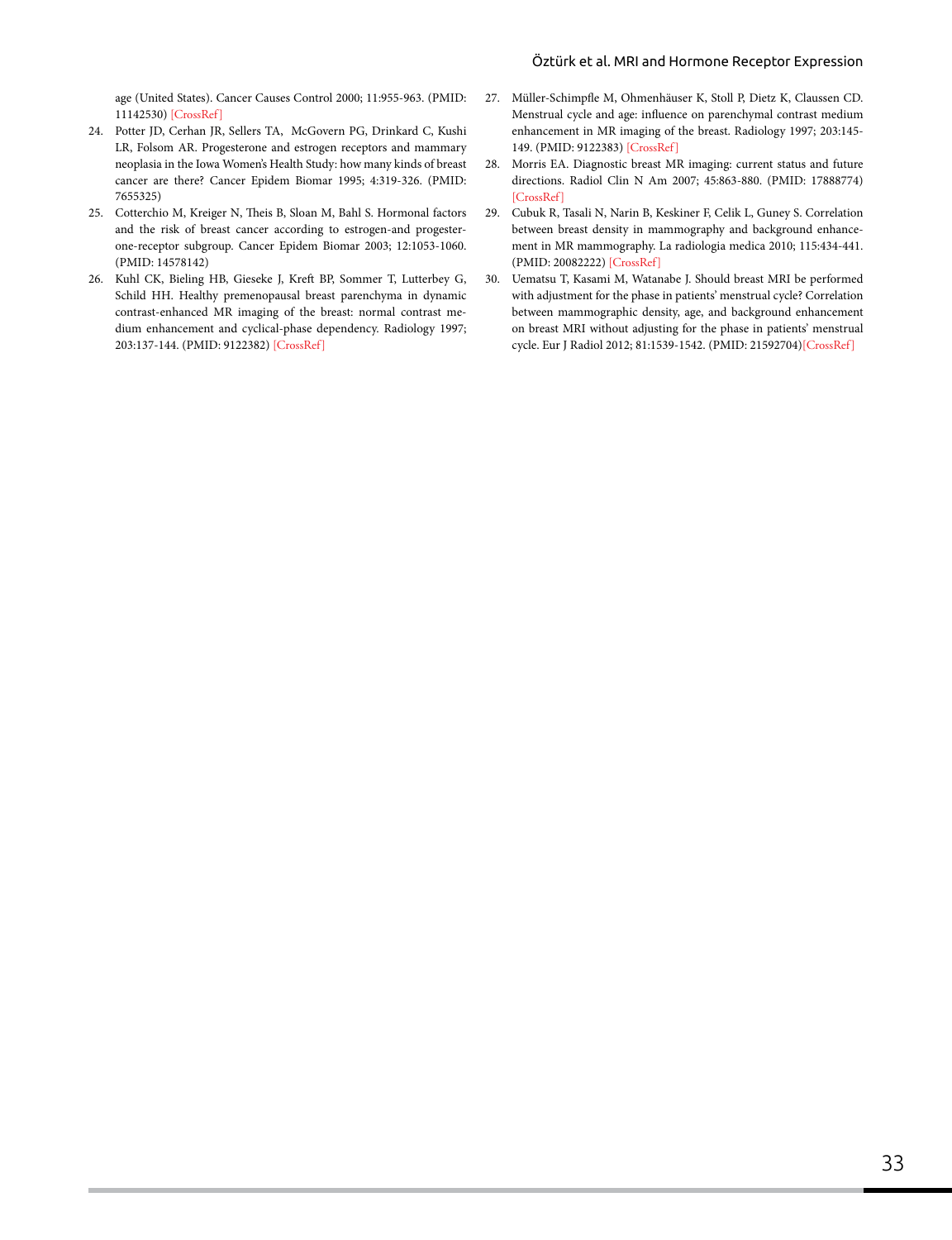age (United States). Cancer Causes Control 2000; 11:955-963. (PMID: 11142530) [CrossRef]

24. Potter JD, Cerhan JR, Sellers TA, McGovern PG, Drinkard C, Kushi LR, Folsom AR. Progesterone and estrogen receptors and mammary neoplasia in the Iowa Women's Health Study: how many kinds of breast cancer are there? Cancer Epidem Biomar 1995; 4:319-326. (PMID: 7655325)
25. Cotterchio M, Kreiger N, Theis B, Sloan M, Bahl S. Hormonal factors and the risk of breast cancer according to estrogen-and progesterone-receptor subgroup. Cancer Epidem Biomar 2003; 12:1053-1060. (PMID: 14578142)
26. Kuhl CK, Bieling HB, Gieseke J, Kreft BP, Sommer T, Lutterbey G, Schild HH. Healthy premenopausal breast parenchyma in dynamic contrast-enhanced MR imaging of the breast: normal contrast medium enhancement and cyclical-phase dependency. Radiology 1997; 203:137-144. (PMID: 9122382) [CrossRef]
27. Müller-Schimpfle M, Ohmenhäuser K, Stoll P, Dietz K, Claussen CD. Menstrual cycle and age: influence on parenchymal contrast medium enhancement in MR imaging of the breast. Radiology 1997; 203:145-149. (PMID: 9122383) [CrossRef]
28. Morris EA. Diagnostic breast MR imaging: current status and future directions. Radiol Clin N Am 2007; 45:863-880. (PMID: 17888774) [CrossRef]
29. Cubuk R, Tasali N, Narin B, Keskiner F, Celik L, Guney S. Correlation between breast density in mammography and background enhancement in MR mammography. La radiologia medica 2010; 115:434-441. (PMID: 20082222) [CrossRef]
30. Uematsu T, Kasami M, Watanabe J. Should breast MRI be performed with adjustment for the phase in patients' menstrual cycle? Correlation between mammographic density, age, and background enhancement on breast MRI without adjusting for the phase in patients' menstrual cycle. Eur J Radiol 2012; 81:1539-1542. (PMID: 21592704)[CrossRef]